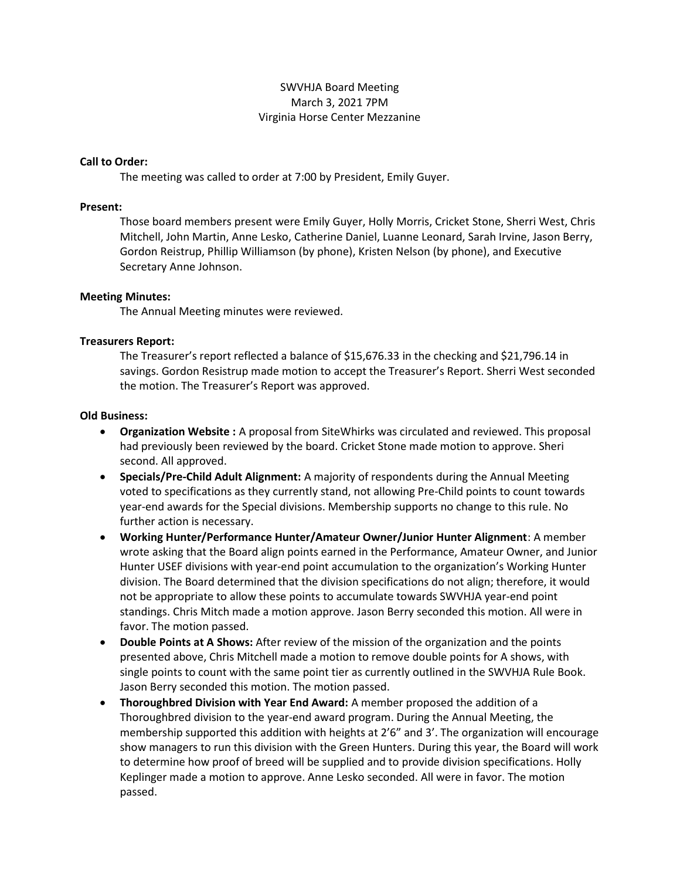SWVHJA Board Meeting
March 3, 2021 7PM
Virginia Horse Center Mezzanine

**Call to Order:**

The meeting was called to order at 7:00 by President, Emily Guyer.

**Present:**

Those board members present were Emily Guyer, Holly Morris, Cricket Stone, Sherri West, Chris Mitchell, John Martin, Anne Lesko, Catherine Daniel, Luanne Leonard, Sarah Irvine, Jason Berry, Gordon Reistrup, Phillip Williamson (by phone), Kristen Nelson (by phone), and Executive Secretary Anne Johnson.

**Meeting Minutes:**

The Annual Meeting minutes were reviewed.

**Treasurers Report:**

The Treasurer's report reflected a balance of $15,676.33 in the checking and $21,796.14 in savings. Gordon Resistrup made motion to accept the Treasurer's Report. Sherri West seconded the motion. The Treasurer's Report was approved.

**Old Business:**

- **Organization Website :** A proposal from SiteWhirks was circulated and reviewed. This proposal had previously been reviewed by the board. Cricket Stone made motion to approve. Sheri second. All approved.
- **Specials/Pre-Child Adult Alignment:** A majority of respondents during the Annual Meeting voted to specifications as they currently stand, not allowing Pre-Child points to count towards year-end awards for the Special divisions. Membership supports no change to this rule. No further action is necessary.
- **Working Hunter/Performance Hunter/Amateur Owner/Junior Hunter Alignment**: A member wrote asking that the Board align points earned in the Performance, Amateur Owner, and Junior Hunter USEF divisions with year-end point accumulation to the organization's Working Hunter division. The Board determined that the division specifications do not align; therefore, it would not be appropriate to allow these points to accumulate towards SWVHJA year-end point standings. Chris Mitch made a motion approve. Jason Berry seconded this motion. All were in favor. The motion passed.
- **Double Points at A Shows:** After review of the mission of the organization and the points presented above, Chris Mitchell made a motion to remove double points for A shows, with single points to count with the same point tier as currently outlined in the SWVHJA Rule Book. Jason Berry seconded this motion. The motion passed.
- **Thoroughbred Division with Year End Award:** A member proposed the addition of a Thoroughbred division to the year-end award program. During the Annual Meeting, the membership supported this addition with heights at 2'6" and 3'. The organization will encourage show managers to run this division with the Green Hunters. During this year, the Board will work to determine how proof of breed will be supplied and to provide division specifications. Holly Keplinger made a motion to approve. Anne Lesko seconded. All were in favor. The motion passed.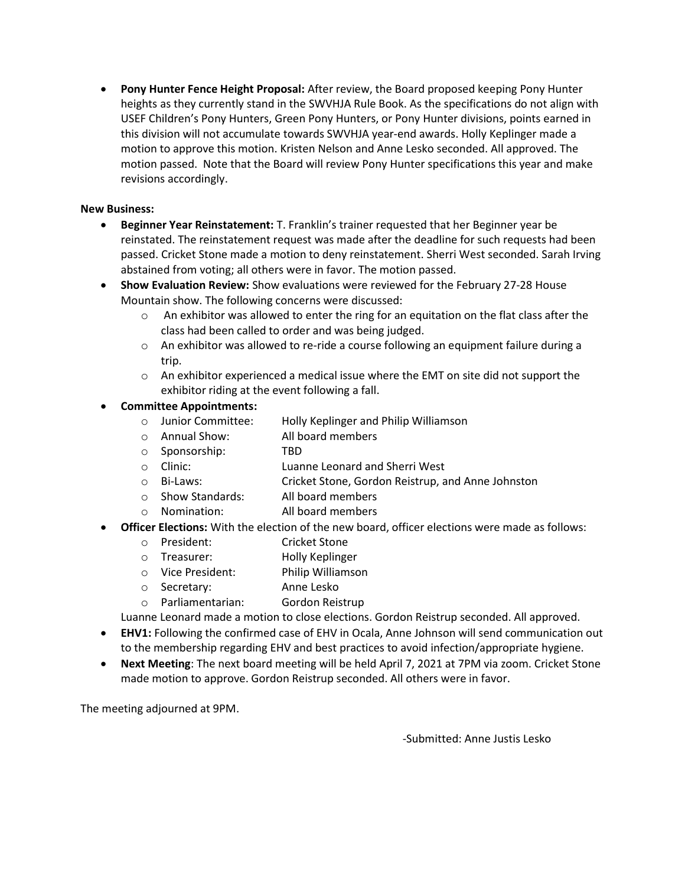- **Pony Hunter Fence Height Proposal:** After review, the Board proposed keeping Pony Hunter heights as they currently stand in the SWVHJA Rule Book. As the specifications do not align with USEF Children's Pony Hunters, Green Pony Hunters, or Pony Hunter divisions, points earned in this division will not accumulate towards SWVHJA year-end awards. Holly Keplinger made a motion to approve this motion. Kristen Nelson and Anne Lesko seconded. All approved. The motion passed. Note that the Board will review Pony Hunter specifications this year and make revisions accordingly.

**New Business:**

- **Beginner Year Reinstatement:** T. Franklin's trainer requested that her Beginner year be reinstated. The reinstatement request was made after the deadline for such requests had been passed. Cricket Stone made a motion to deny reinstatement. Sherri West seconded. Sarah Irving abstained from voting; all others were in favor. The motion passed.
- **Show Evaluation Review:** Show evaluations were reviewed for the February 27-28 House Mountain show. The following concerns were discussed:
  - An exhibitor was allowed to enter the ring for an equitation on the flat class after the class had been called to order and was being judged.
  - An exhibitor was allowed to re-ride a course following an equipment failure during a trip.
  - An exhibitor experienced a medical issue where the EMT on site did not support the exhibitor riding at the event following a fall.
- **Committee Appointments:**
  - Junior Committee: Holly Keplinger and Philip Williamson
  - Annual Show: All board members
  - Sponsorship: TBD
  - Clinic: Luanne Leonard and Sherri West
  - Bi-Laws: Cricket Stone, Gordon Reistrup, and Anne Johnston
  - Show Standards: All board members
  - Nomination: All board members
- **Officer Elections:** With the election of the new board, officer elections were made as follows:
  - President: Cricket Stone
  - Treasurer: Holly Keplinger
  - Vice President: Philip Williamson
  - Secretary: Anne Lesko
  - Parliamentarian: Gordon Reistrup

  Luanne Leonard made a motion to close elections. Gordon Reistrup seconded. All approved.
- **EHV1:** Following the confirmed case of EHV in Ocala, Anne Johnson will send communication out to the membership regarding EHV and best practices to avoid infection/appropriate hygiene.
- **Next Meeting**: The next board meeting will be held April 7, 2021 at 7PM via zoom. Cricket Stone made motion to approve. Gordon Reistrup seconded. All others were in favor.

The meeting adjourned at 9PM.

-Submitted: Anne Justis Lesko